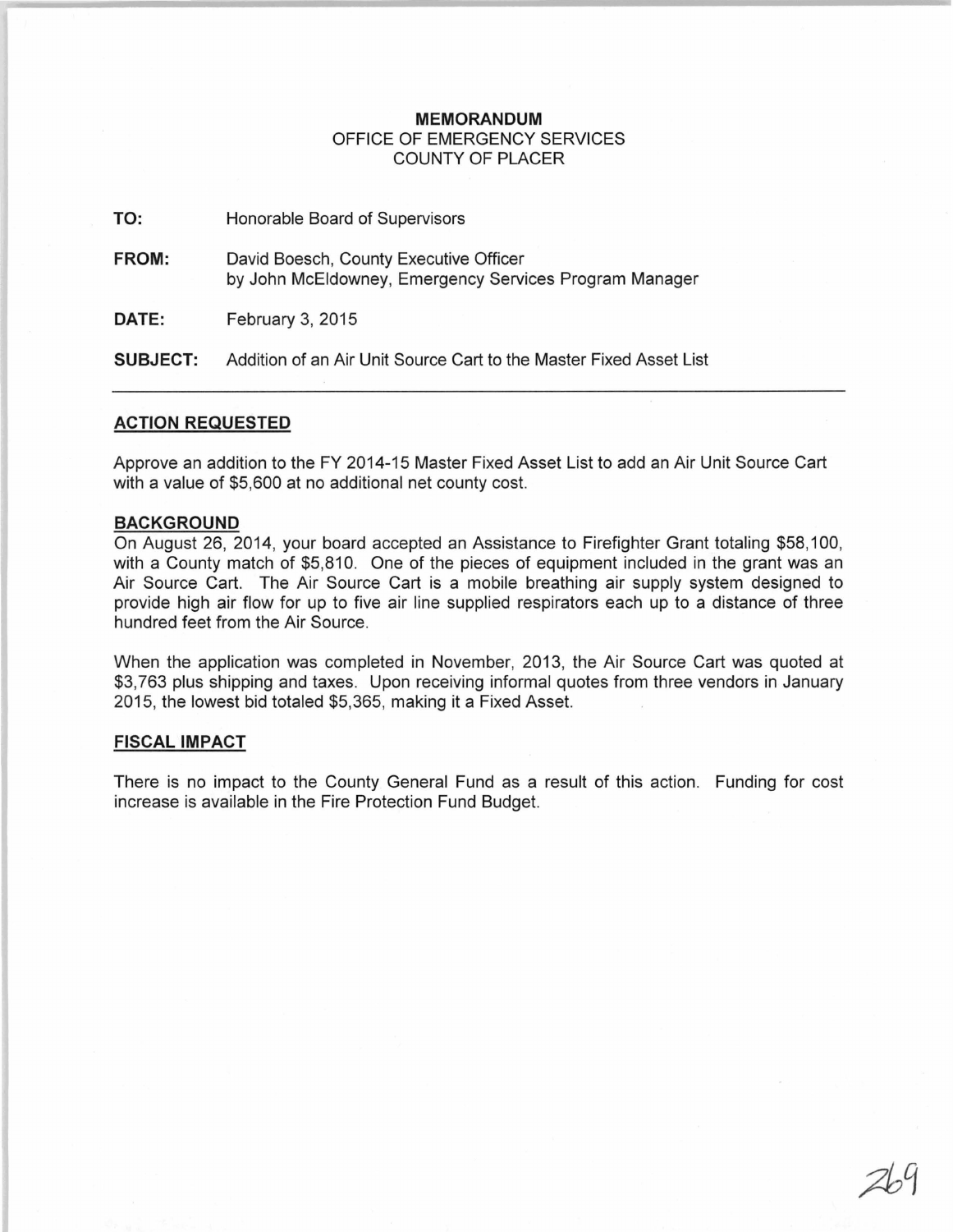**MEMORANDUM**
OFFICE OF EMERGENCY SERVICES
COUNTY OF PLACER

**TO:** Honorable Board of Supervisors

**FROM:** David Boesch, County Executive Officer
by John McEldowney, Emergency Services Program Manager

**DATE:** February 3, 2015

**SUBJECT:** Addition of an Air Unit Source Cart to the Master Fixed Asset List

---

## ACTION REQUESTED

Approve an addition to the FY 2014-15 Master Fixed Asset List to add an Air Unit Source Cart with a value of $5,600 at no additional net county cost.

## BACKGROUND

On August 26, 2014, your board accepted an Assistance to Firefighter Grant totaling $58,100, with a County match of $5,810. One of the pieces of equipment included in the grant was an Air Source Cart. The Air Source Cart is a mobile breathing air supply system designed to provide high air flow for up to five air line supplied respirators each up to a distance of three hundred feet from the Air Source.

When the application was completed in November, 2013, the Air Source Cart was quoted at $3,763 plus shipping and taxes. Upon receiving informal quotes from three vendors in January 2015, the lowest bid totaled $5,365, making it a Fixed Asset.

## FISCAL IMPACT

There is no impact to the County General Fund as a result of this action. Funding for cost increase is available in the Fire Protection Fund Budget.